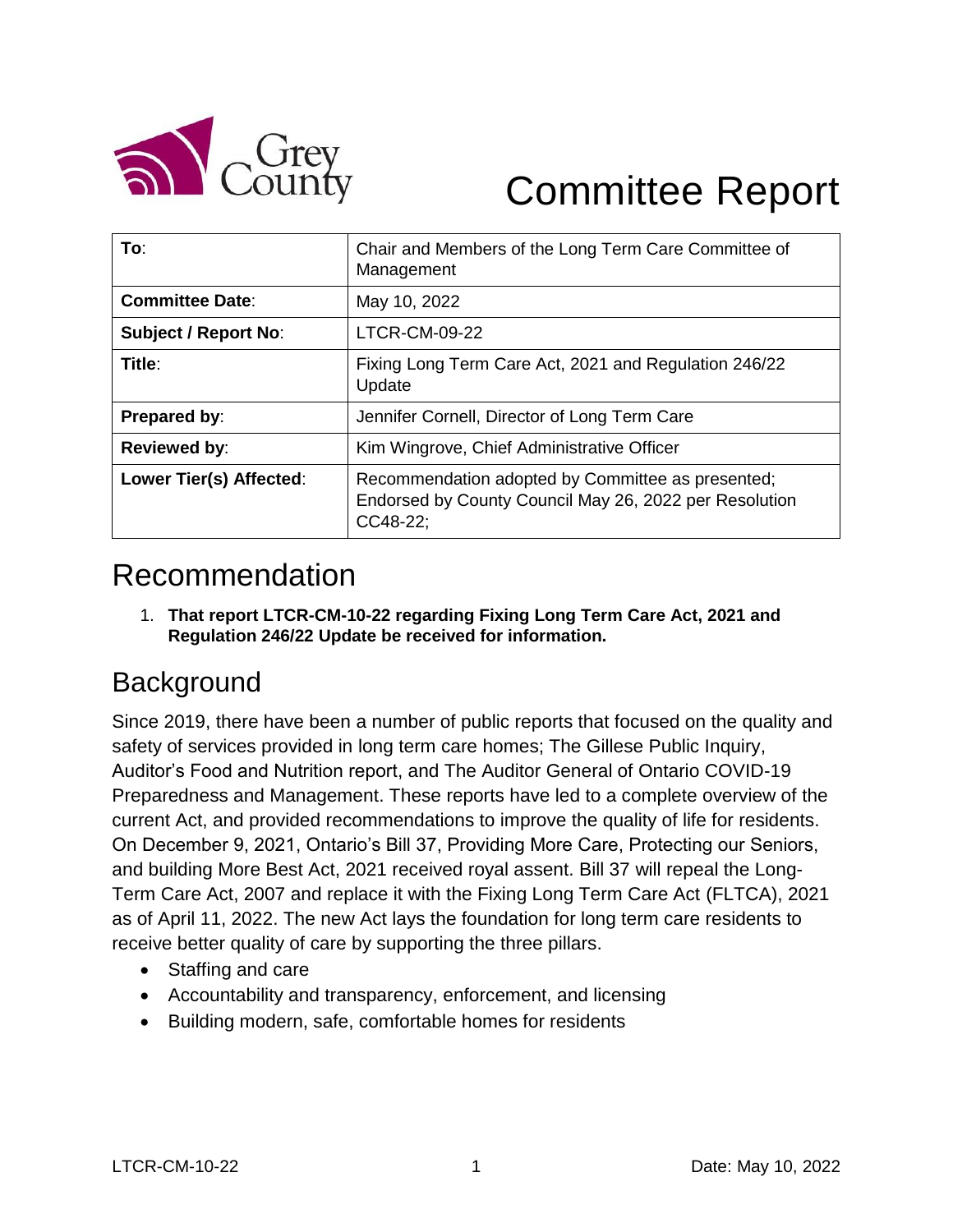# Committee Report

| To: | Chair and Members of the Long Term Care Committee of Management |
| --- | --- |
| Committee Date: | May 10, 2022 |
| Subject / Report No: | LTCR-CM-09-22 |
| Title: | Fixing Long Term Care Act, 2021 and Regulation 246/22 Update |
| Prepared by: | Jennifer Cornell, Director of Long Term Care |
| Reviewed by: | Kim Wingrove, Chief Administrative Officer |
| Lower Tier(s) Affected: | Recommendation adopted by Committee as presented; Endorsed by County Council May 26, 2022 per Resolution CC48-22; |

## Recommendation

1. **That report LTCR-CM-10-22 regarding Fixing Long Term Care Act, 2021 and Regulation 246/22 Update be received for information.**

## Background

Since 2019, there have been a number of public reports that focused on the quality and safety of services provided in long term care homes; The Gillese Public Inquiry, Auditor's Food and Nutrition report, and The Auditor General of Ontario COVID-19 Preparedness and Management. These reports have led to a complete overview of the current Act, and provided recommendations to improve the quality of life for residents. On December 9, 2021, Ontario's Bill 37, Providing More Care, Protecting our Seniors, and building More Best Act, 2021 received royal assent. Bill 37 will repeal the Long-Term Care Act, 2007 and replace it with the Fixing Long Term Care Act (FLTCA), 2021 as of April 11, 2022. The new Act lays the foundation for long term care residents to receive better quality of care by supporting the three pillars.

- Staffing and care
- Accountability and transparency, enforcement, and licensing
- Building modern, safe, comfortable homes for residents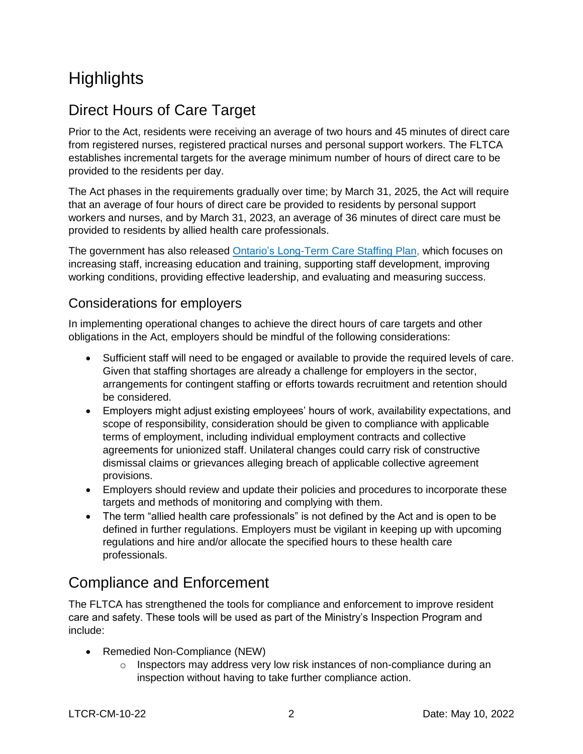# Highlights

## Direct Hours of Care Target

Prior to the Act, residents were receiving an average of two hours and 45 minutes of direct care from registered nurses, registered practical nurses and personal support workers. The FLTCA establishes incremental targets for the average minimum number of hours of direct care to be provided to the residents per day.

The Act phases in the requirements gradually over time; by March 31, 2025, the Act will require that an average of four hours of direct care be provided to residents by personal support workers and nurses, and by March 31, 2023, an average of 36 minutes of direct care must be provided to residents by allied health care professionals.

The government has also released [Ontario's Long-Term Care Staffing Plan,](#) which focuses on increasing staff, increasing education and training, supporting staff development, improving working conditions, providing effective leadership, and evaluating and measuring success.

### Considerations for employers

In implementing operational changes to achieve the direct hours of care targets and other obligations in the Act, employers should be mindful of the following considerations:

- Sufficient staff will need to be engaged or available to provide the required levels of care. Given that staffing shortages are already a challenge for employers in the sector, arrangements for contingent staffing or efforts towards recruitment and retention should be considered.
- Employers might adjust existing employees' hours of work, availability expectations, and scope of responsibility, consideration should be given to compliance with applicable terms of employment, including individual employment contracts and collective agreements for unionized staff. Unilateral changes could carry risk of constructive dismissal claims or grievances alleging breach of applicable collective agreement provisions.
- Employers should review and update their policies and procedures to incorporate these targets and methods of monitoring and complying with them.
- The term "allied health care professionals" is not defined by the Act and is open to be defined in further regulations. Employers must be vigilant in keeping up with upcoming regulations and hire and/or allocate the specified hours to these health care professionals.

## Compliance and Enforcement

The FLTCA has strengthened the tools for compliance and enforcement to improve resident care and safety. These tools will be used as part of the Ministry's Inspection Program and include:

- Remedied Non-Compliance (NEW)
  - Inspectors may address very low risk instances of non-compliance during an inspection without having to take further compliance action.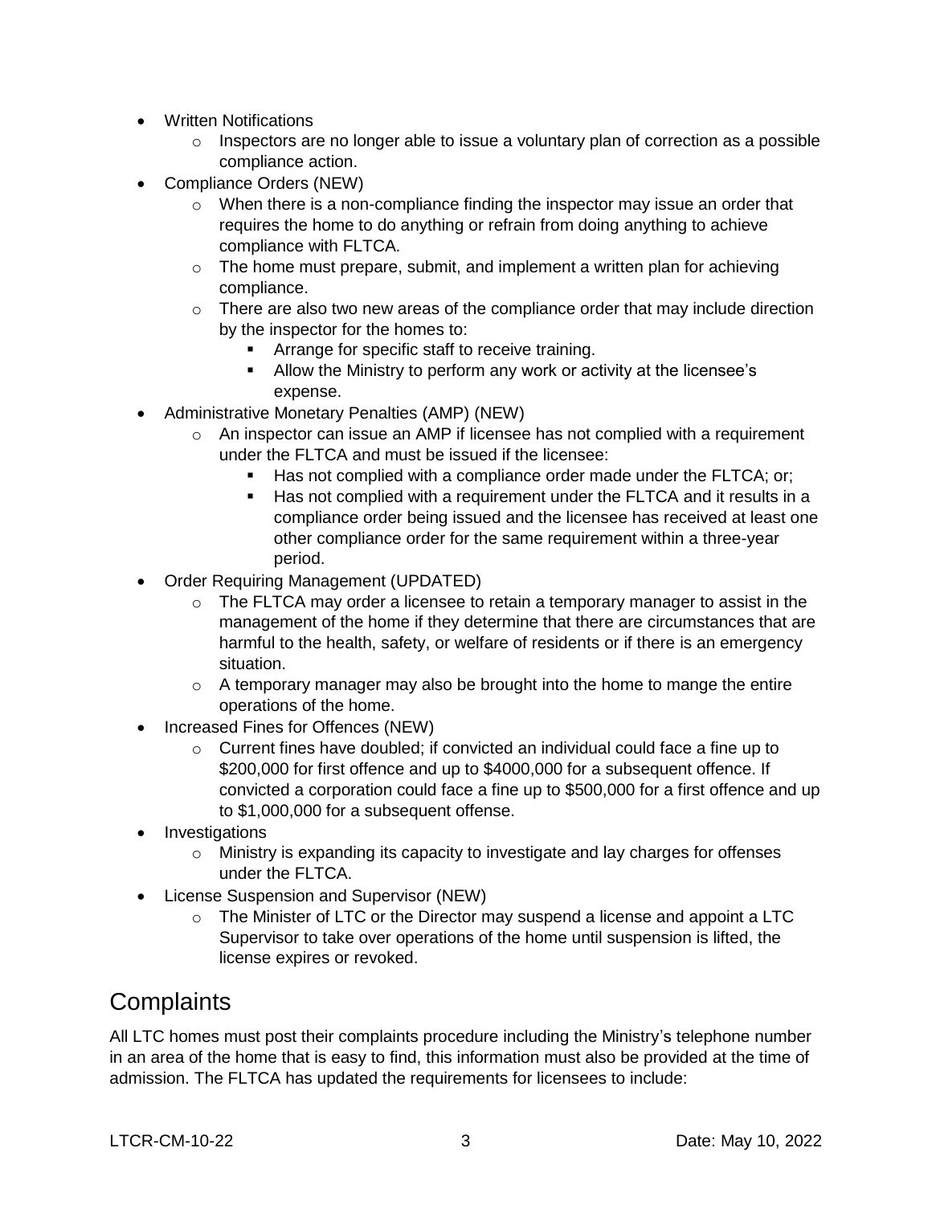- Written Notifications
    - Inspectors are no longer able to issue a voluntary plan of correction as a possible compliance action.
- Compliance Orders (NEW)
    - When there is a non-compliance finding the inspector may issue an order that requires the home to do anything or refrain from doing anything to achieve compliance with FLTCA.
    - The home must prepare, submit, and implement a written plan for achieving compliance.
    - There are also two new areas of the compliance order that may include direction by the inspector for the homes to:
        - Arrange for specific staff to receive training.
        - Allow the Ministry to perform any work or activity at the licensee's expense.
- Administrative Monetary Penalties (AMP) (NEW)
    - An inspector can issue an AMP if licensee has not complied with a requirement under the FLTCA and must be issued if the licensee:
        - Has not complied with a compliance order made under the FLTCA; or;
        - Has not complied with a requirement under the FLTCA and it results in a compliance order being issued and the licensee has received at least one other compliance order for the same requirement within a three-year period.
- Order Requiring Management (UPDATED)
    - The FLTCA may order a licensee to retain a temporary manager to assist in the management of the home if they determine that there are circumstances that are harmful to the health, safety, or welfare of residents or if there is an emergency situation.
    - A temporary manager may also be brought into the home to mange the entire operations of the home.
- Increased Fines for Offences (NEW)
    - Current fines have doubled; if convicted an individual could face a fine up to $200,000 for first offence and up to $4000,000 for a subsequent offence. If convicted a corporation could face a fine up to $500,000 for a first offence and up to $1,000,000 for a subsequent offense.
- Investigations
    - Ministry is expanding its capacity to investigate and lay charges for offenses under the FLTCA.
- License Suspension and Supervisor (NEW)
    - The Minister of LTC or the Director may suspend a license and appoint a LTC Supervisor to take over operations of the home until suspension is lifted, the license expires or revoked.

## Complaints

All LTC homes must post their complaints procedure including the Ministry's telephone number in an area of the home that is easy to find, this information must also be provided at the time of admission. The FLTCA has updated the requirements for licensees to include: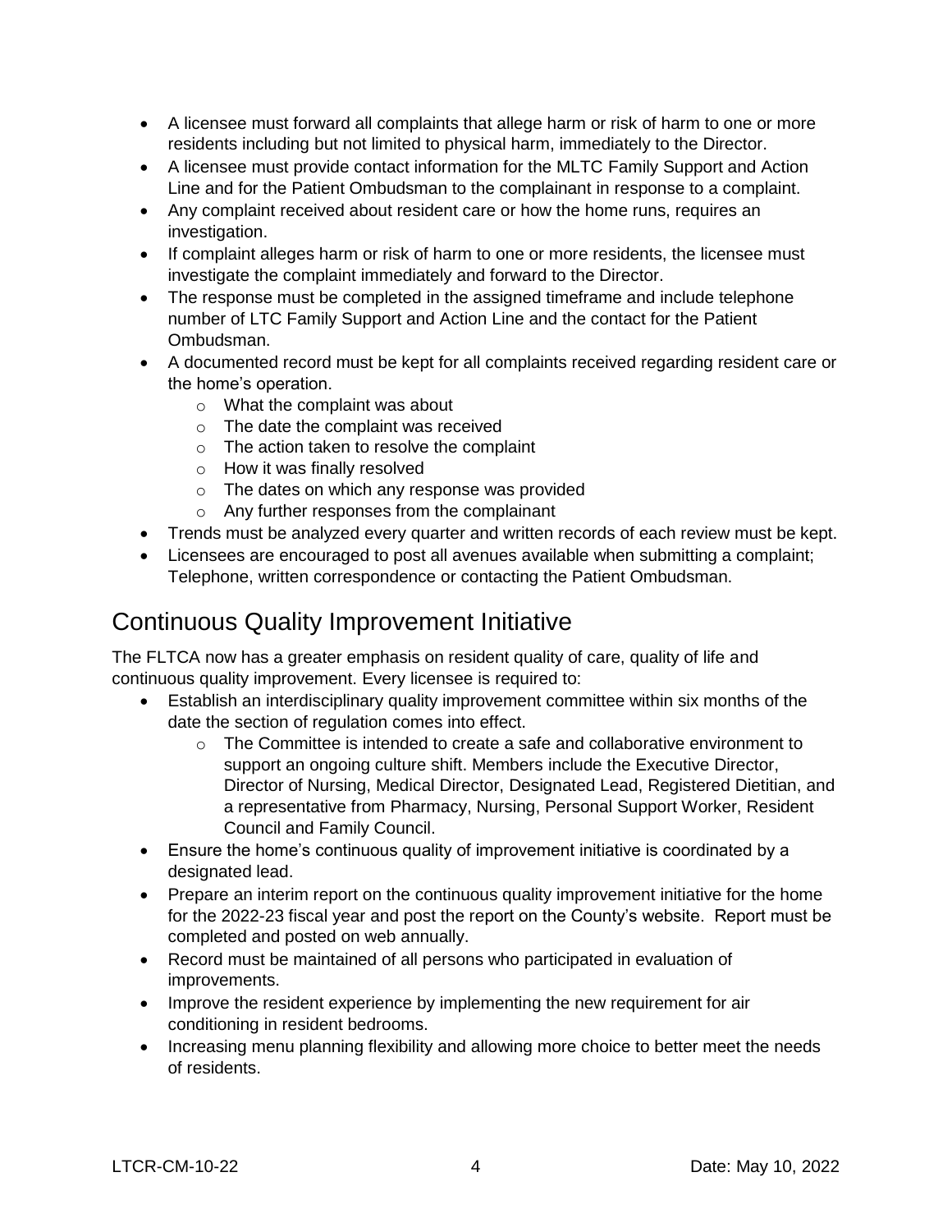- A licensee must forward all complaints that allege harm or risk of harm to one or more residents including but not limited to physical harm, immediately to the Director.
- A licensee must provide contact information for the MLTC Family Support and Action Line and for the Patient Ombudsman to the complainant in response to a complaint.
- Any complaint received about resident care or how the home runs, requires an investigation.
- If complaint alleges harm or risk of harm to one or more residents, the licensee must investigate the complaint immediately and forward to the Director.
- The response must be completed in the assigned timeframe and include telephone number of LTC Family Support and Action Line and the contact for the Patient Ombudsman.
- A documented record must be kept for all complaints received regarding resident care or the home's operation.
    - What the complaint was about
    - The date the complaint was received
    - The action taken to resolve the complaint
    - How it was finally resolved
    - The dates on which any response was provided
    - Any further responses from the complainant
- Trends must be analyzed every quarter and written records of each review must be kept.
- Licensees are encouraged to post all avenues available when submitting a complaint; Telephone, written correspondence or contacting the Patient Ombudsman.

## Continuous Quality Improvement Initiative

The FLTCA now has a greater emphasis on resident quality of care, quality of life and continuous quality improvement. Every licensee is required to:

- Establish an interdisciplinary quality improvement committee within six months of the date the section of regulation comes into effect.
    - The Committee is intended to create a safe and collaborative environment to support an ongoing culture shift. Members include the Executive Director, Director of Nursing, Medical Director, Designated Lead, Registered Dietitian, and a representative from Pharmacy, Nursing, Personal Support Worker, Resident Council and Family Council.
- Ensure the home's continuous quality of improvement initiative is coordinated by a designated lead.
- Prepare an interim report on the continuous quality improvement initiative for the home for the 2022-23 fiscal year and post the report on the County's website. Report must be completed and posted on web annually.
- Record must be maintained of all persons who participated in evaluation of improvements.
- Improve the resident experience by implementing the new requirement for air conditioning in resident bedrooms.
- Increasing menu planning flexibility and allowing more choice to better meet the needs of residents.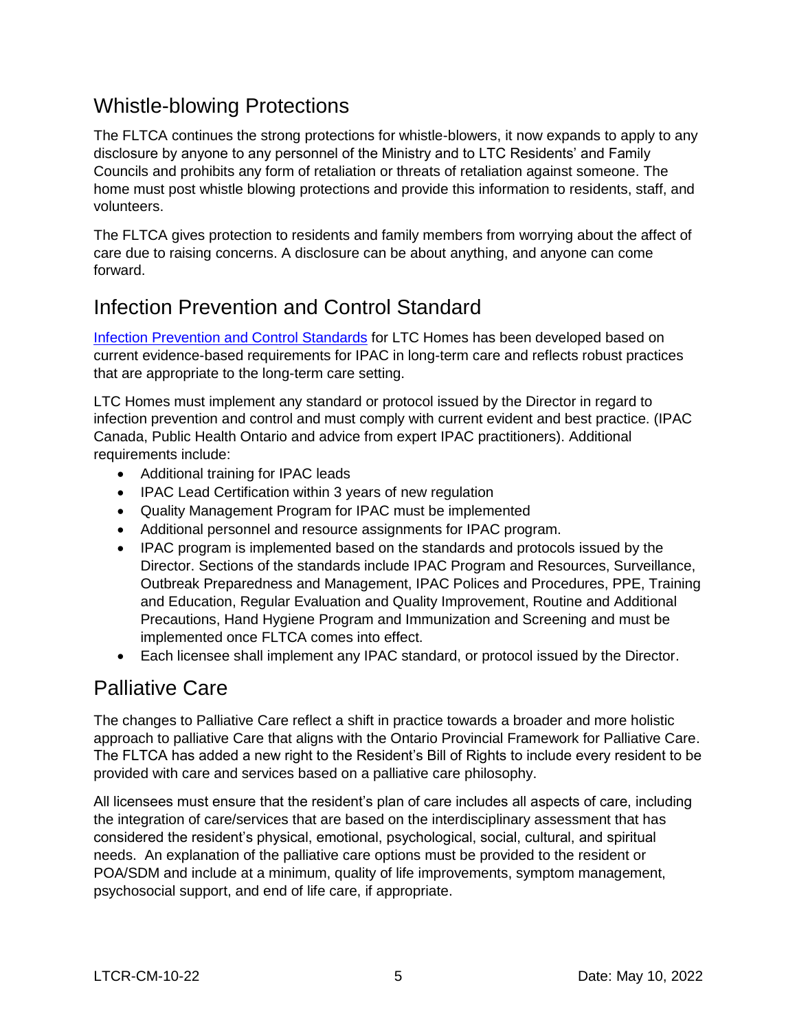## Whistle-blowing Protections

The FLTCA continues the strong protections for whistle-blowers, it now expands to apply to any disclosure by anyone to any personnel of the Ministry and to LTC Residents' and Family Councils and prohibits any form of retaliation or threats of retaliation against someone. The home must post whistle blowing protections and provide this information to residents, staff, and volunteers.

The FLTCA gives protection to residents and family members from worrying about the affect of care due to raising concerns. A disclosure can be about anything, and anyone can come forward.

## Infection Prevention and Control Standard

[Infection Prevention and Control Standards](#) for LTC Homes has been developed based on current evidence-based requirements for IPAC in long-term care and reflects robust practices that are appropriate to the long-term care setting.

LTC Homes must implement any standard or protocol issued by the Director in regard to infection prevention and control and must comply with current evident and best practice. (IPAC Canada, Public Health Ontario and advice from expert IPAC practitioners). Additional requirements include:

- Additional training for IPAC leads
- IPAC Lead Certification within 3 years of new regulation
- Quality Management Program for IPAC must be implemented
- Additional personnel and resource assignments for IPAC program.
- IPAC program is implemented based on the standards and protocols issued by the Director. Sections of the standards include IPAC Program and Resources, Surveillance, Outbreak Preparedness and Management, IPAC Polices and Procedures, PPE, Training and Education, Regular Evaluation and Quality Improvement, Routine and Additional Precautions, Hand Hygiene Program and Immunization and Screening and must be implemented once FLTCA comes into effect.
- Each licensee shall implement any IPAC standard, or protocol issued by the Director.

## Palliative Care

The changes to Palliative Care reflect a shift in practice towards a broader and more holistic approach to palliative Care that aligns with the Ontario Provincial Framework for Palliative Care. The FLTCA has added a new right to the Resident's Bill of Rights to include every resident to be provided with care and services based on a palliative care philosophy.

All licensees must ensure that the resident's plan of care includes all aspects of care, including the integration of care/services that are based on the interdisciplinary assessment that has considered the resident's physical, emotional, psychological, social, cultural, and spiritual needs. An explanation of the palliative care options must be provided to the resident or POA/SDM and include at a minimum, quality of life improvements, symptom management, psychosocial support, and end of life care, if appropriate.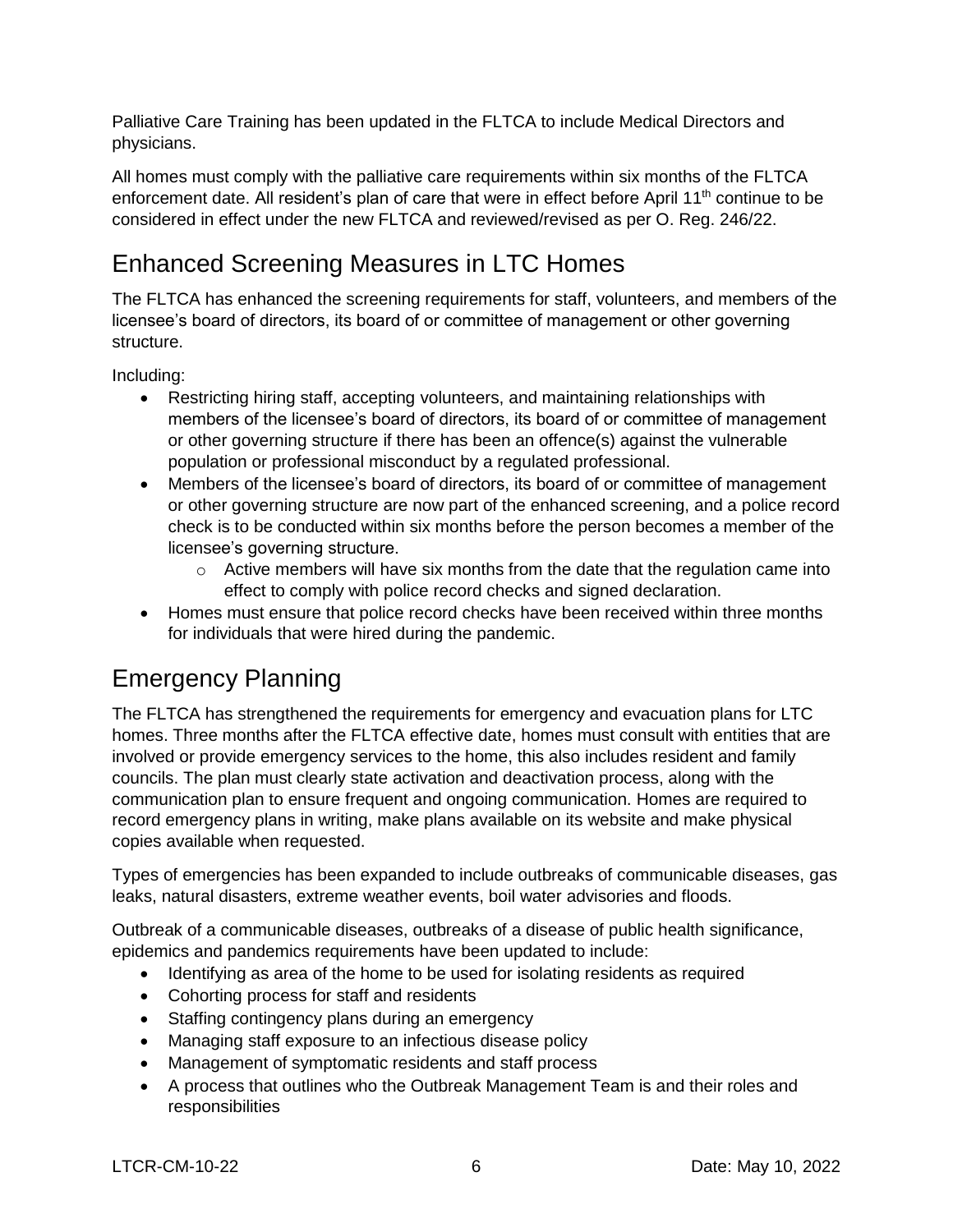Palliative Care Training has been updated in the FLTCA to include Medical Directors and physicians.

All homes must comply with the palliative care requirements within six months of the FLTCA enforcement date. All resident's plan of care that were in effect before April 11th continue to be considered in effect under the new FLTCA and reviewed/revised as per O. Reg. 246/22.

## Enhanced Screening Measures in LTC Homes

The FLTCA has enhanced the screening requirements for staff, volunteers, and members of the licensee's board of directors, its board of or committee of management or other governing structure.

Including:

- Restricting hiring staff, accepting volunteers, and maintaining relationships with members of the licensee's board of directors, its board of or committee of management or other governing structure if there has been an offence(s) against the vulnerable population or professional misconduct by a regulated professional.
- Members of the licensee's board of directors, its board of or committee of management or other governing structure are now part of the enhanced screening, and a police record check is to be conducted within six months before the person becomes a member of the licensee's governing structure.
  - Active members will have six months from the date that the regulation came into effect to comply with police record checks and signed declaration.
- Homes must ensure that police record checks have been received within three months for individuals that were hired during the pandemic.

## Emergency Planning

The FLTCA has strengthened the requirements for emergency and evacuation plans for LTC homes. Three months after the FLTCA effective date, homes must consult with entities that are involved or provide emergency services to the home, this also includes resident and family councils. The plan must clearly state activation and deactivation process, along with the communication plan to ensure frequent and ongoing communication. Homes are required to record emergency plans in writing, make plans available on its website and make physical copies available when requested.

Types of emergencies has been expanded to include outbreaks of communicable diseases, gas leaks, natural disasters, extreme weather events, boil water advisories and floods.

Outbreak of a communicable diseases, outbreaks of a disease of public health significance, epidemics and pandemics requirements have been updated to include:

- Identifying as area of the home to be used for isolating residents as required
- Cohorting process for staff and residents
- Staffing contingency plans during an emergency
- Managing staff exposure to an infectious disease policy
- Management of symptomatic residents and staff process
- A process that outlines who the Outbreak Management Team is and their roles and responsibilities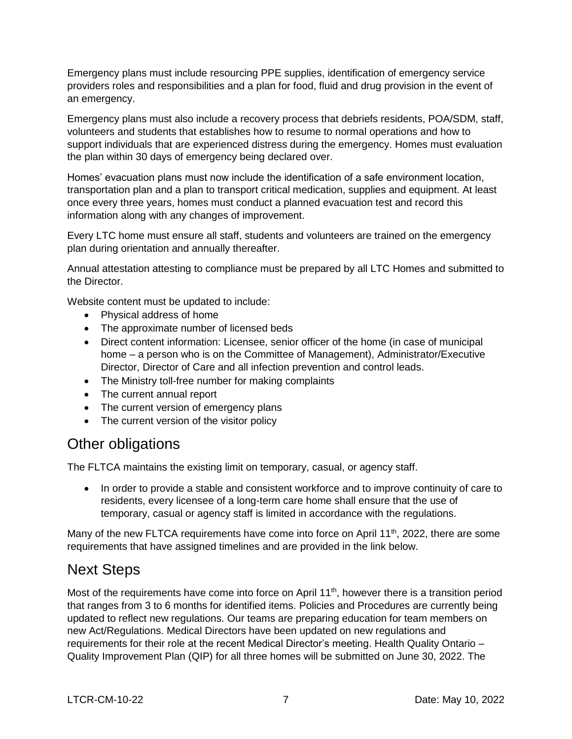Emergency plans must include resourcing PPE supplies, identification of emergency service providers roles and responsibilities and a plan for food, fluid and drug provision in the event of an emergency.

Emergency plans must also include a recovery process that debriefs residents, POA/SDM, staff, volunteers and students that establishes how to resume to normal operations and how to support individuals that are experienced distress during the emergency. Homes must evaluation the plan within 30 days of emergency being declared over.

Homes' evacuation plans must now include the identification of a safe environment location, transportation plan and a plan to transport critical medication, supplies and equipment. At least once every three years, homes must conduct a planned evacuation test and record this information along with any changes of improvement.

Every LTC home must ensure all staff, students and volunteers are trained on the emergency plan during orientation and annually thereafter.

Annual attestation attesting to compliance must be prepared by all LTC Homes and submitted to the Director.

Website content must be updated to include:

- Physical address of home
- The approximate number of licensed beds
- Direct content information: Licensee, senior officer of the home (in case of municipal home – a person who is on the Committee of Management), Administrator/Executive Director, Director of Care and all infection prevention and control leads.
- The Ministry toll-free number for making complaints
- The current annual report
- The current version of emergency plans
- The current version of the visitor policy

## Other obligations

The FLTCA maintains the existing limit on temporary, casual, or agency staff.

- In order to provide a stable and consistent workforce and to improve continuity of care to residents, every licensee of a long-term care home shall ensure that the use of temporary, casual or agency staff is limited in accordance with the regulations.

Many of the new FLTCA requirements have come into force on April 11th, 2022, there are some requirements that have assigned timelines and are provided in the link below.

## Next Steps

Most of the requirements have come into force on April 11th, however there is a transition period that ranges from 3 to 6 months for identified items. Policies and Procedures are currently being updated to reflect new regulations. Our teams are preparing education for team members on new Act/Regulations. Medical Directors have been updated on new regulations and requirements for their role at the recent Medical Director's meeting. Health Quality Ontario – Quality Improvement Plan (QIP) for all three homes will be submitted on June 30, 2022. The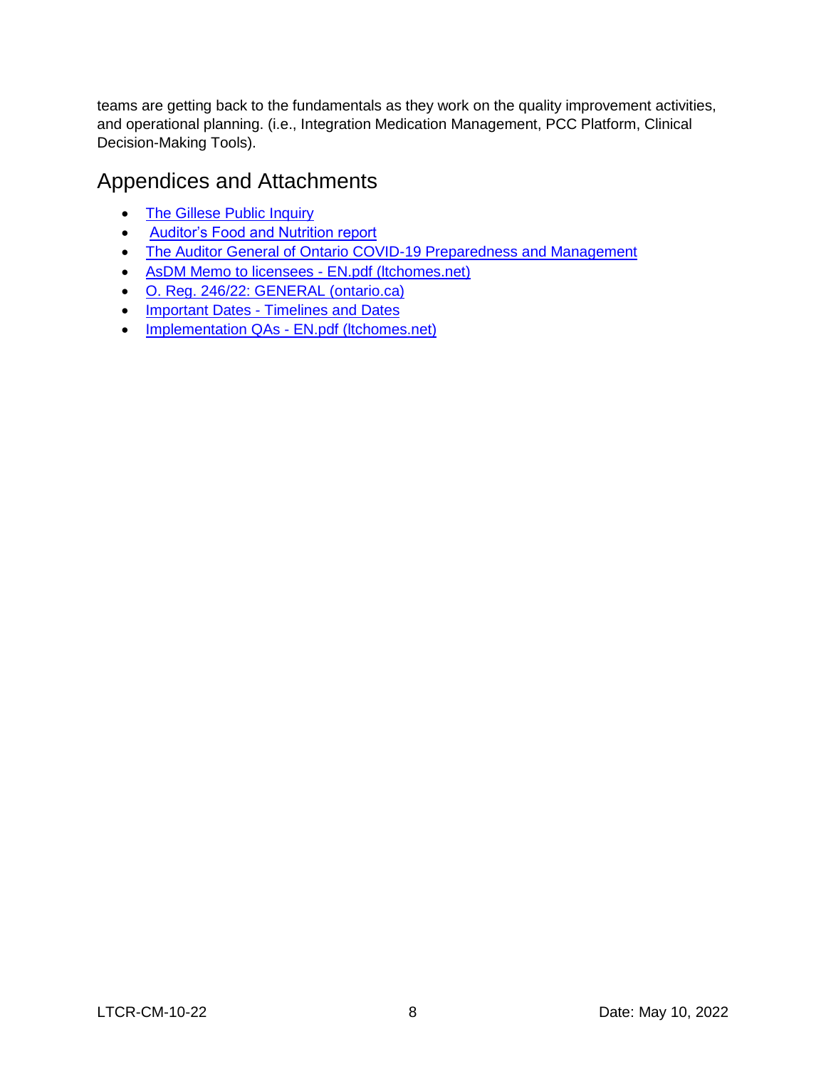teams are getting back to the fundamentals as they work on the quality improvement activities, and operational planning. (i.e., Integration Medication Management, PCC Platform, Clinical Decision-Making Tools).

## Appendices and Attachments

- The Gillese Public Inquiry
- Auditor's Food and Nutrition report
- The Auditor General of Ontario COVID-19 Preparedness and Management
- AsDM Memo to licensees - EN.pdf (ltchomes.net)
- O. Reg. 246/22: GENERAL (ontario.ca)
- Important Dates - Timelines and Dates
- Implementation QAs - EN.pdf (ltchomes.net)